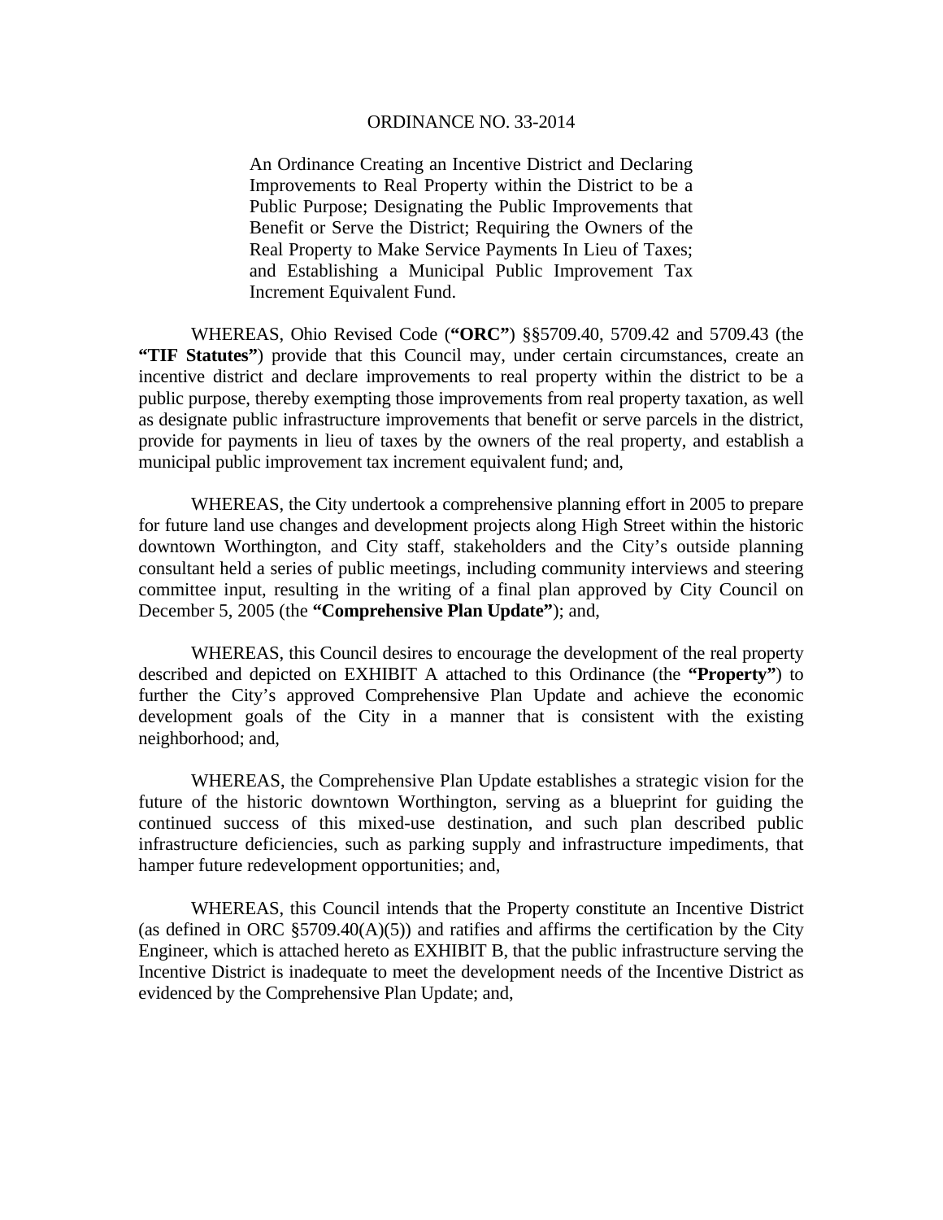# ORDINANCE NO. 33-2014

An Ordinance Creating an Incentive District and Declaring Improvements to Real Property within the District to be a Public Purpose; Designating the Public Improvements that Benefit or Serve the District; Requiring the Owners of the Real Property to Make Service Payments In Lieu of Taxes; and Establishing a Municipal Public Improvement Tax Increment Equivalent Fund.

WHEREAS, Ohio Revised Code (**"ORC"**) §§5709.40, 5709.42 and 5709.43 (the **"TIF Statutes"**) provide that this Council may, under certain circumstances, create an incentive district and declare improvements to real property within the district to be a public purpose, thereby exempting those improvements from real property taxation, as well as designate public infrastructure improvements that benefit or serve parcels in the district, provide for payments in lieu of taxes by the owners of the real property, and establish a municipal public improvement tax increment equivalent fund; and,

WHEREAS, the City undertook a comprehensive planning effort in 2005 to prepare for future land use changes and development projects along High Street within the historic downtown Worthington, and City staff, stakeholders and the City's outside planning consultant held a series of public meetings, including community interviews and steering committee input, resulting in the writing of a final plan approved by City Council on December 5, 2005 (the **"Comprehensive Plan Update"**); and,

WHEREAS, this Council desires to encourage the development of the real property described and depicted on EXHIBIT A attached to this Ordinance (the **"Property"**) to further the City's approved Comprehensive Plan Update and achieve the economic development goals of the City in a manner that is consistent with the existing neighborhood; and,

WHEREAS, the Comprehensive Plan Update establishes a strategic vision for the future of the historic downtown Worthington, serving as a blueprint for guiding the continued success of this mixed-use destination, and such plan described public infrastructure deficiencies, such as parking supply and infrastructure impediments, that hamper future redevelopment opportunities; and,

WHEREAS, this Council intends that the Property constitute an Incentive District (as defined in ORC §5709.40(A)(5)) and ratifies and affirms the certification by the City Engineer, which is attached hereto as EXHIBIT B, that the public infrastructure serving the Incentive District is inadequate to meet the development needs of the Incentive District as evidenced by the Comprehensive Plan Update; and,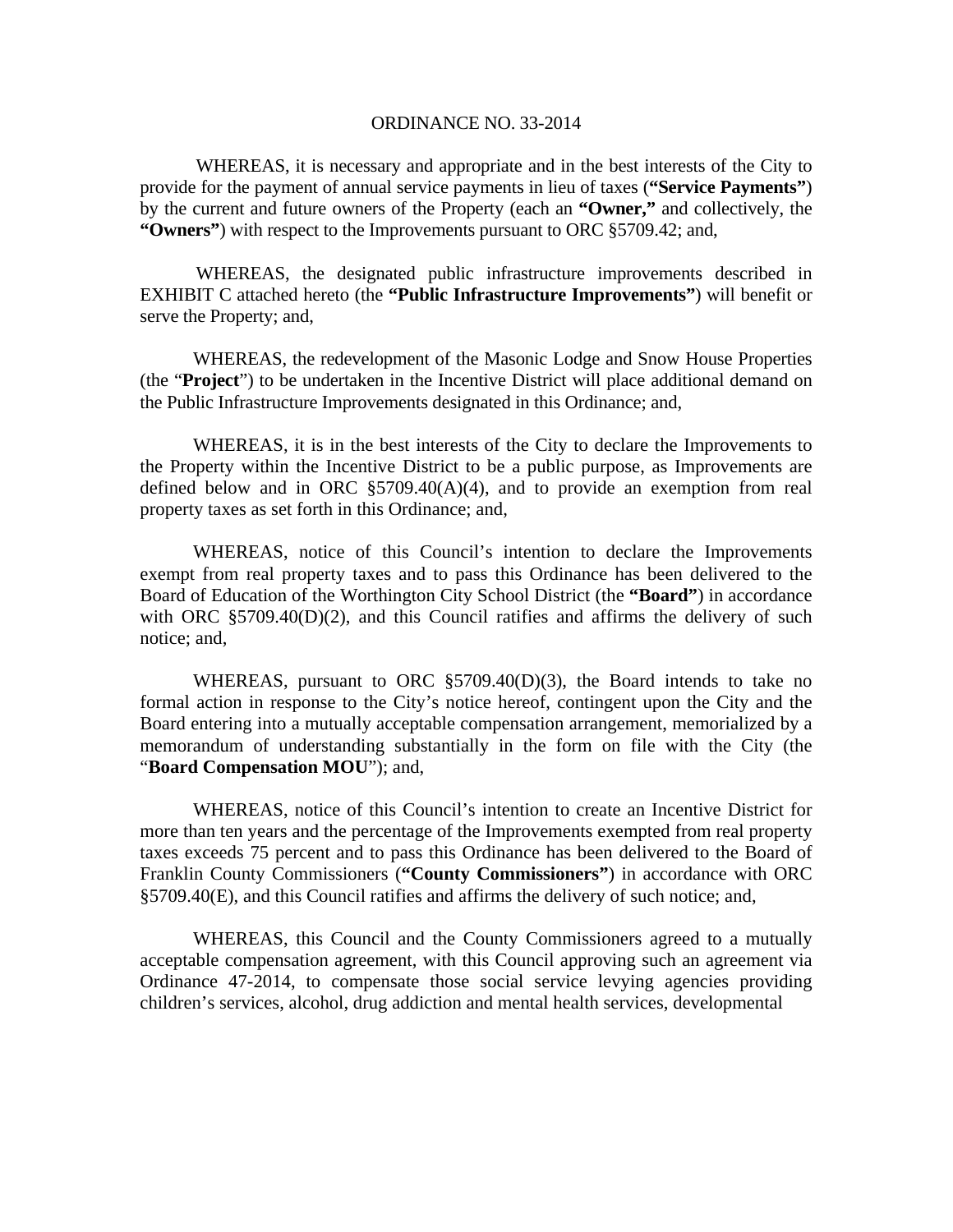ORDINANCE NO. 33-2014

WHEREAS, it is necessary and appropriate and in the best interests of the City to provide for the payment of annual service payments in lieu of taxes (**"Service Payments"**) by the current and future owners of the Property (each an **"Owner,"** and collectively, the **"Owners"**) with respect to the Improvements pursuant to ORC §5709.42; and,

WHEREAS, the designated public infrastructure improvements described in EXHIBIT C attached hereto (the **"Public Infrastructure Improvements"**) will benefit or serve the Property; and,

WHEREAS, the redevelopment of the Masonic Lodge and Snow House Properties (the "**Project**") to be undertaken in the Incentive District will place additional demand on the Public Infrastructure Improvements designated in this Ordinance; and,

WHEREAS, it is in the best interests of the City to declare the Improvements to the Property within the Incentive District to be a public purpose, as Improvements are defined below and in ORC §5709.40(A)(4), and to provide an exemption from real property taxes as set forth in this Ordinance; and,

WHEREAS, notice of this Council's intention to declare the Improvements exempt from real property taxes and to pass this Ordinance has been delivered to the Board of Education of the Worthington City School District (the **"Board"**) in accordance with ORC §5709.40(D)(2), and this Council ratifies and affirms the delivery of such notice; and,

WHEREAS, pursuant to ORC §5709.40(D)(3), the Board intends to take no formal action in response to the City's notice hereof, contingent upon the City and the Board entering into a mutually acceptable compensation arrangement, memorialized by a memorandum of understanding substantially in the form on file with the City (the "**Board Compensation MOU**"); and,

WHEREAS, notice of this Council's intention to create an Incentive District for more than ten years and the percentage of the Improvements exempted from real property taxes exceeds 75 percent and to pass this Ordinance has been delivered to the Board of Franklin County Commissioners (**"County Commissioners"**) in accordance with ORC §5709.40(E), and this Council ratifies and affirms the delivery of such notice; and,

WHEREAS, this Council and the County Commissioners agreed to a mutually acceptable compensation agreement, with this Council approving such an agreement via Ordinance 47-2014, to compensate those social service levying agencies providing children's services, alcohol, drug addiction and mental health services, developmental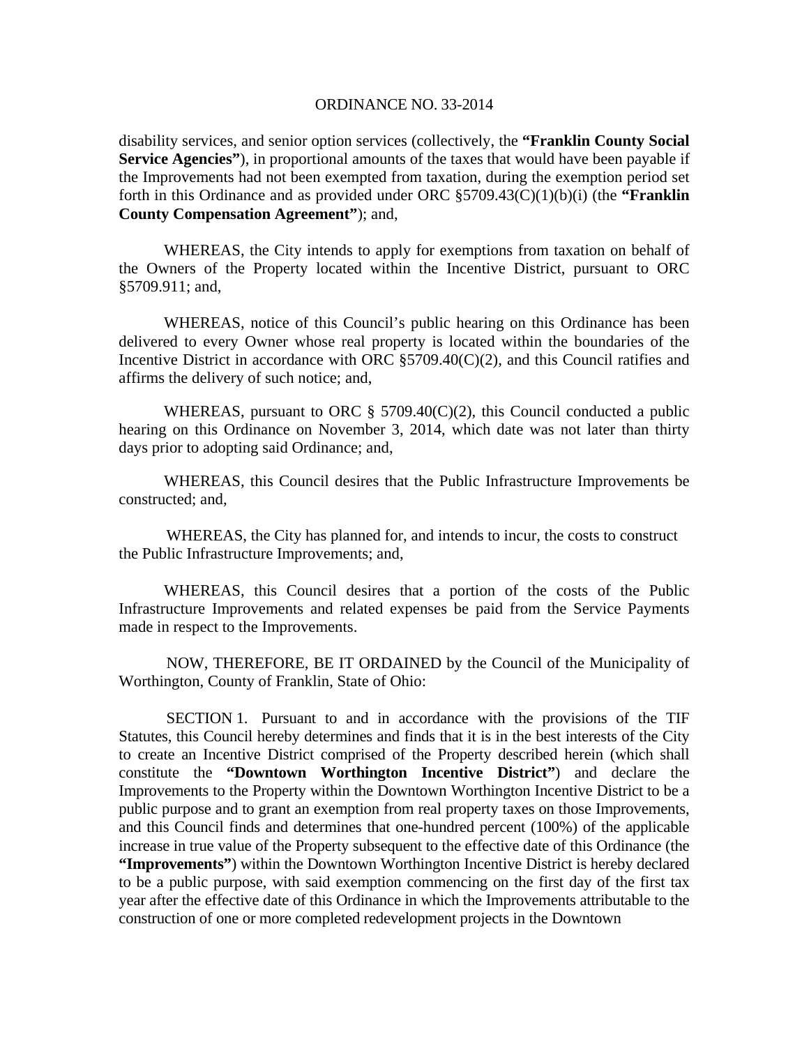disability services, and senior option services (collectively, the **"Franklin County Social Service Agencies"**), in proportional amounts of the taxes that would have been payable if the Improvements had not been exempted from taxation, during the exemption period set forth in this Ordinance and as provided under ORC §5709.43(C)(1)(b)(i) (the **"Franklin County Compensation Agreement"**); and,

WHEREAS, the City intends to apply for exemptions from taxation on behalf of the Owners of the Property located within the Incentive District, pursuant to ORC §5709.911; and,

WHEREAS, notice of this Council's public hearing on this Ordinance has been delivered to every Owner whose real property is located within the boundaries of the Incentive District in accordance with ORC §5709.40(C)(2), and this Council ratifies and affirms the delivery of such notice; and,

WHEREAS, pursuant to ORC § 5709.40(C)(2), this Council conducted a public hearing on this Ordinance on November 3, 2014, which date was not later than thirty days prior to adopting said Ordinance; and,

WHEREAS, this Council desires that the Public Infrastructure Improvements be constructed; and,

WHEREAS, the City has planned for, and intends to incur, the costs to construct the Public Infrastructure Improvements; and,

WHEREAS, this Council desires that a portion of the costs of the Public Infrastructure Improvements and related expenses be paid from the Service Payments made in respect to the Improvements.

NOW, THEREFORE, BE IT ORDAINED by the Council of the Municipality of Worthington, County of Franklin, State of Ohio:

SECTION 1. Pursuant to and in accordance with the provisions of the TIF Statutes, this Council hereby determines and finds that it is in the best interests of the City to create an Incentive District comprised of the Property described herein (which shall constitute the **"Downtown Worthington Incentive District"**) and declare the Improvements to the Property within the Downtown Worthington Incentive District to be a public purpose and to grant an exemption from real property taxes on those Improvements, and this Council finds and determines that one-hundred percent (100%) of the applicable increase in true value of the Property subsequent to the effective date of this Ordinance (the **"Improvements"**) within the Downtown Worthington Incentive District is hereby declared to be a public purpose, with said exemption commencing on the first day of the first tax year after the effective date of this Ordinance in which the Improvements attributable to the construction of one or more completed redevelopment projects in the Downtown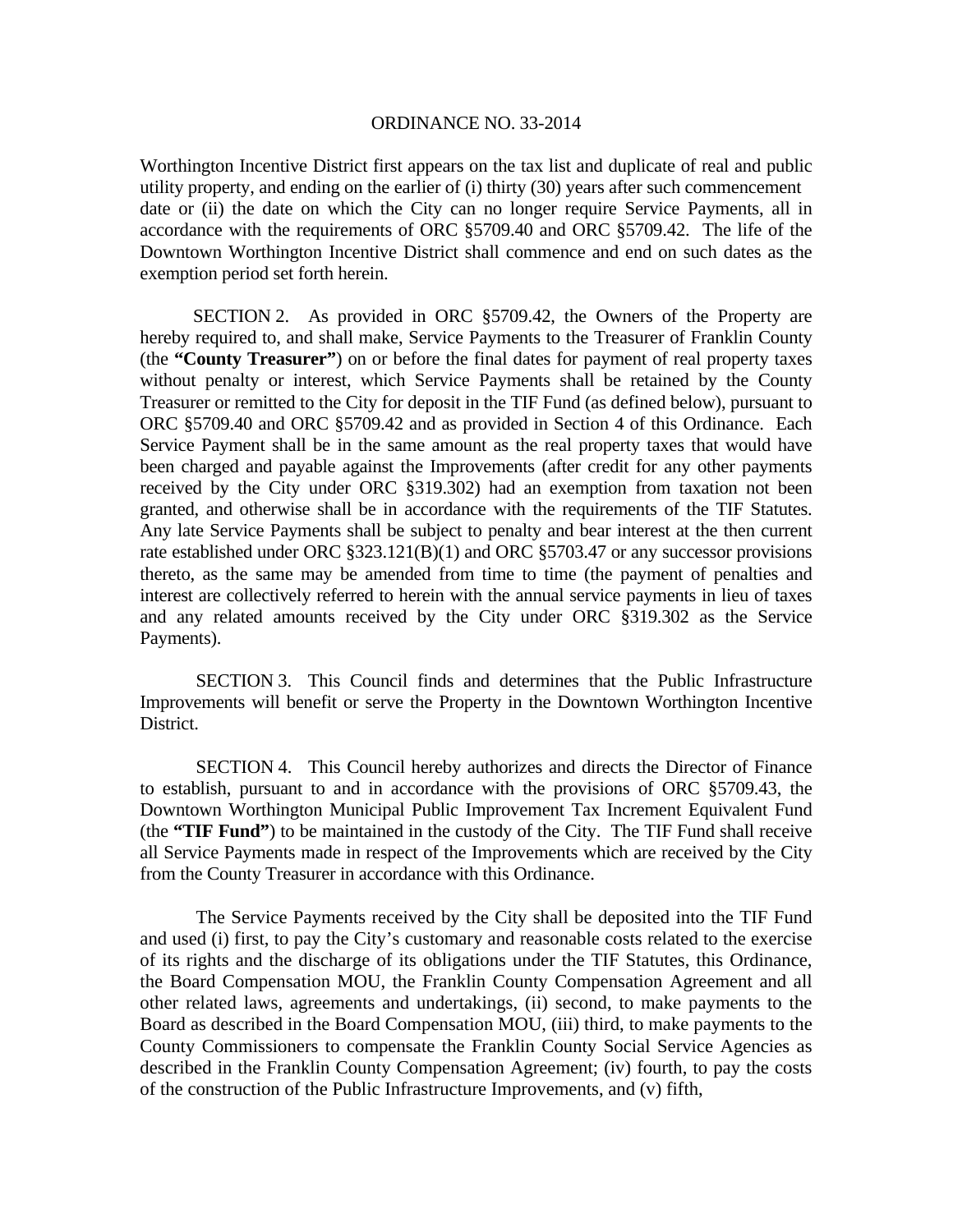Worthington Incentive District first appears on the tax list and duplicate of real and public utility property, and ending on the earlier of (i) thirty (30) years after such commencement date or (ii) the date on which the City can no longer require Service Payments, all in accordance with the requirements of ORC §5709.40 and ORC §5709.42. The life of the Downtown Worthington Incentive District shall commence and end on such dates as the exemption period set forth herein.

SECTION 2. As provided in ORC §5709.42, the Owners of the Property are hereby required to, and shall make, Service Payments to the Treasurer of Franklin County (the **"County Treasurer"**) on or before the final dates for payment of real property taxes without penalty or interest, which Service Payments shall be retained by the County Treasurer or remitted to the City for deposit in the TIF Fund (as defined below), pursuant to ORC §5709.40 and ORC §5709.42 and as provided in Section 4 of this Ordinance. Each Service Payment shall be in the same amount as the real property taxes that would have been charged and payable against the Improvements (after credit for any other payments received by the City under ORC §319.302) had an exemption from taxation not been granted, and otherwise shall be in accordance with the requirements of the TIF Statutes. Any late Service Payments shall be subject to penalty and bear interest at the then current rate established under ORC §323.121(B)(1) and ORC §5703.47 or any successor provisions thereto, as the same may be amended from time to time (the payment of penalties and interest are collectively referred to herein with the annual service payments in lieu of taxes and any related amounts received by the City under ORC §319.302 as the Service Payments).

SECTION 3. This Council finds and determines that the Public Infrastructure Improvements will benefit or serve the Property in the Downtown Worthington Incentive District.

SECTION 4. This Council hereby authorizes and directs the Director of Finance to establish, pursuant to and in accordance with the provisions of ORC §5709.43, the Downtown Worthington Municipal Public Improvement Tax Increment Equivalent Fund (the **"TIF Fund"**) to be maintained in the custody of the City. The TIF Fund shall receive all Service Payments made in respect of the Improvements which are received by the City from the County Treasurer in accordance with this Ordinance.

The Service Payments received by the City shall be deposited into the TIF Fund and used (i) first, to pay the City's customary and reasonable costs related to the exercise of its rights and the discharge of its obligations under the TIF Statutes, this Ordinance, the Board Compensation MOU, the Franklin County Compensation Agreement and all other related laws, agreements and undertakings, (ii) second, to make payments to the Board as described in the Board Compensation MOU, (iii) third, to make payments to the County Commissioners to compensate the Franklin County Social Service Agencies as described in the Franklin County Compensation Agreement; (iv) fourth, to pay the costs of the construction of the Public Infrastructure Improvements, and (v) fifth,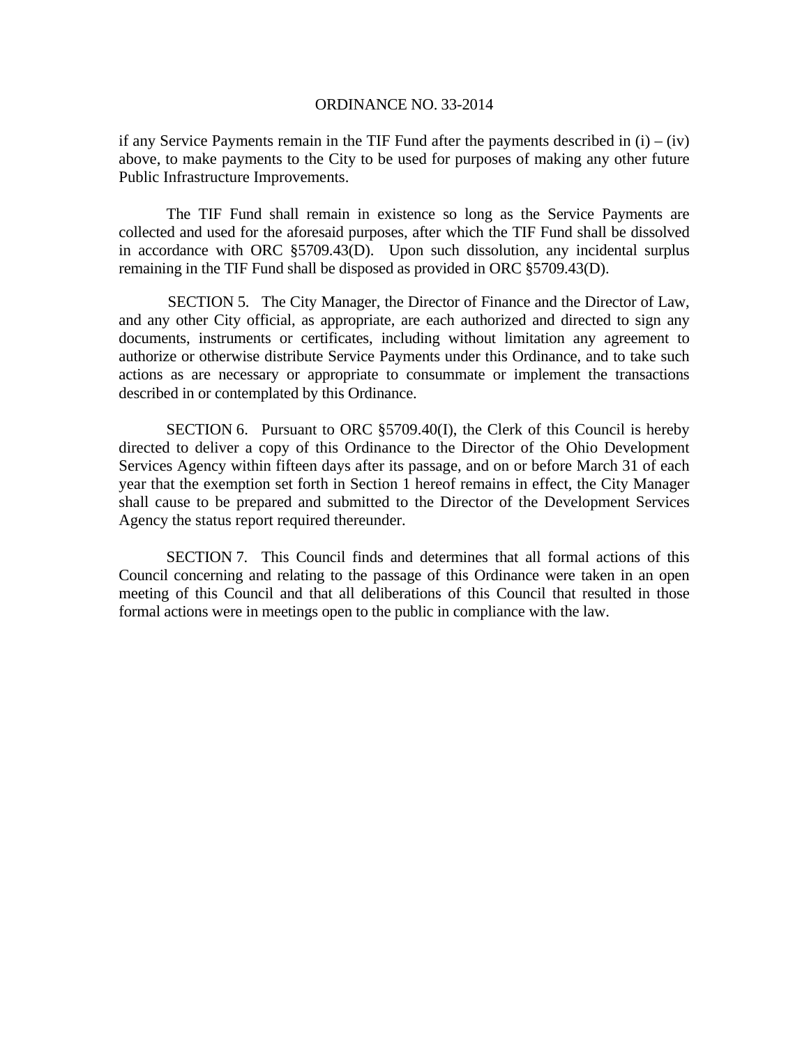if any Service Payments remain in the TIF Fund after the payments described in (i) – (iv) above, to make payments to the City to be used for purposes of making any other future Public Infrastructure Improvements.

The TIF Fund shall remain in existence so long as the Service Payments are collected and used for the aforesaid purposes, after which the TIF Fund shall be dissolved in accordance with ORC §5709.43(D). Upon such dissolution, any incidental surplus remaining in the TIF Fund shall be disposed as provided in ORC §5709.43(D).

SECTION 5. The City Manager, the Director of Finance and the Director of Law, and any other City official, as appropriate, are each authorized and directed to sign any documents, instruments or certificates, including without limitation any agreement to authorize or otherwise distribute Service Payments under this Ordinance, and to take such actions as are necessary or appropriate to consummate or implement the transactions described in or contemplated by this Ordinance.

SECTION 6. Pursuant to ORC §5709.40(I), the Clerk of this Council is hereby directed to deliver a copy of this Ordinance to the Director of the Ohio Development Services Agency within fifteen days after its passage, and on or before March 31 of each year that the exemption set forth in Section 1 hereof remains in effect, the City Manager shall cause to be prepared and submitted to the Director of the Development Services Agency the status report required thereunder.

SECTION 7. This Council finds and determines that all formal actions of this Council concerning and relating to the passage of this Ordinance were taken in an open meeting of this Council and that all deliberations of this Council that resulted in those formal actions were in meetings open to the public in compliance with the law.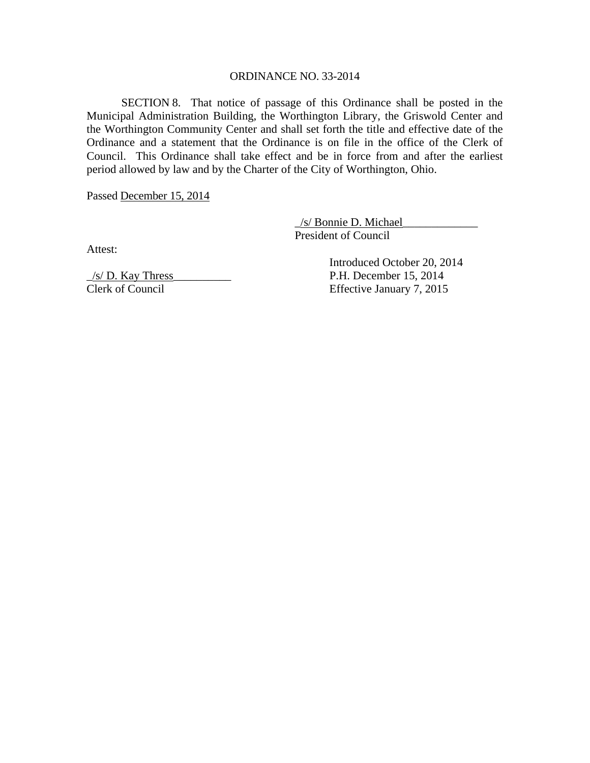ORDINANCE NO. 33-2014

SECTION 8. That notice of passage of this Ordinance shall be posted in the Municipal Administration Building, the Worthington Library, the Griswold Center and the Worthington Community Center and shall set forth the title and effective date of the Ordinance and a statement that the Ordinance is on file in the office of the Clerk of Council. This Ordinance shall take effect and be in force from and after the earliest period allowed by law and by the Charter of the City of Worthington, Ohio.

Passed December 15, 2014

_/s/ Bonnie D. Michael_____________
President of Council

Attest:

_/s/ D. Kay Thress__________
Clerk of Council

Introduced October 20, 2014
P.H. December 15, 2014
Effective January 7, 2015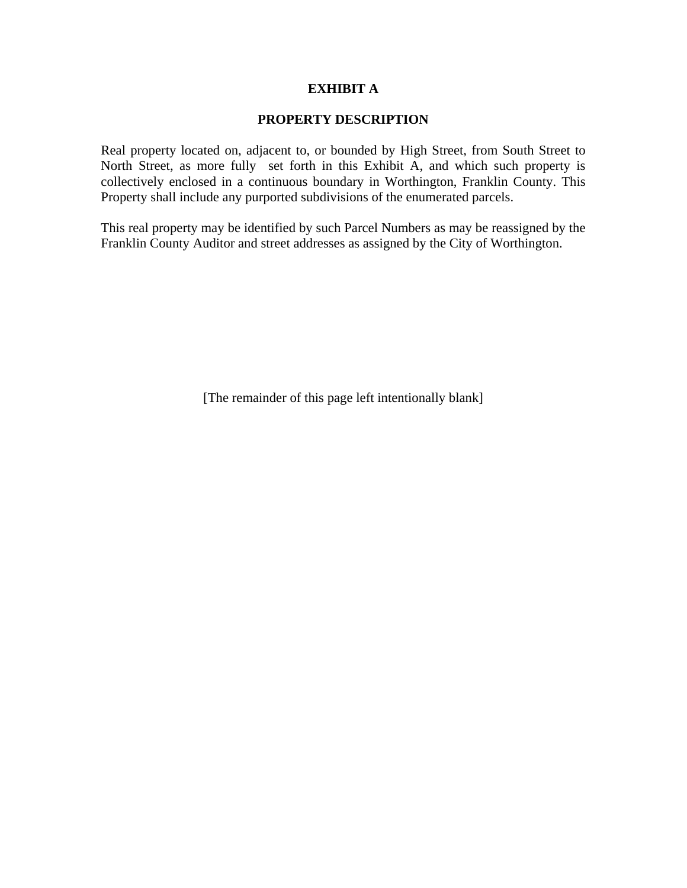# EXHIBIT A

## PROPERTY DESCRIPTION

Real property located on, adjacent to, or bounded by High Street, from South Street to North Street, as more fully set forth in this Exhibit A, and which such property is collectively enclosed in a continuous boundary in Worthington, Franklin County. This Property shall include any purported subdivisions of the enumerated parcels.

This real property may be identified by such Parcel Numbers as may be reassigned by the Franklin County Auditor and street addresses as assigned by the City of Worthington.

[The remainder of this page left intentionally blank]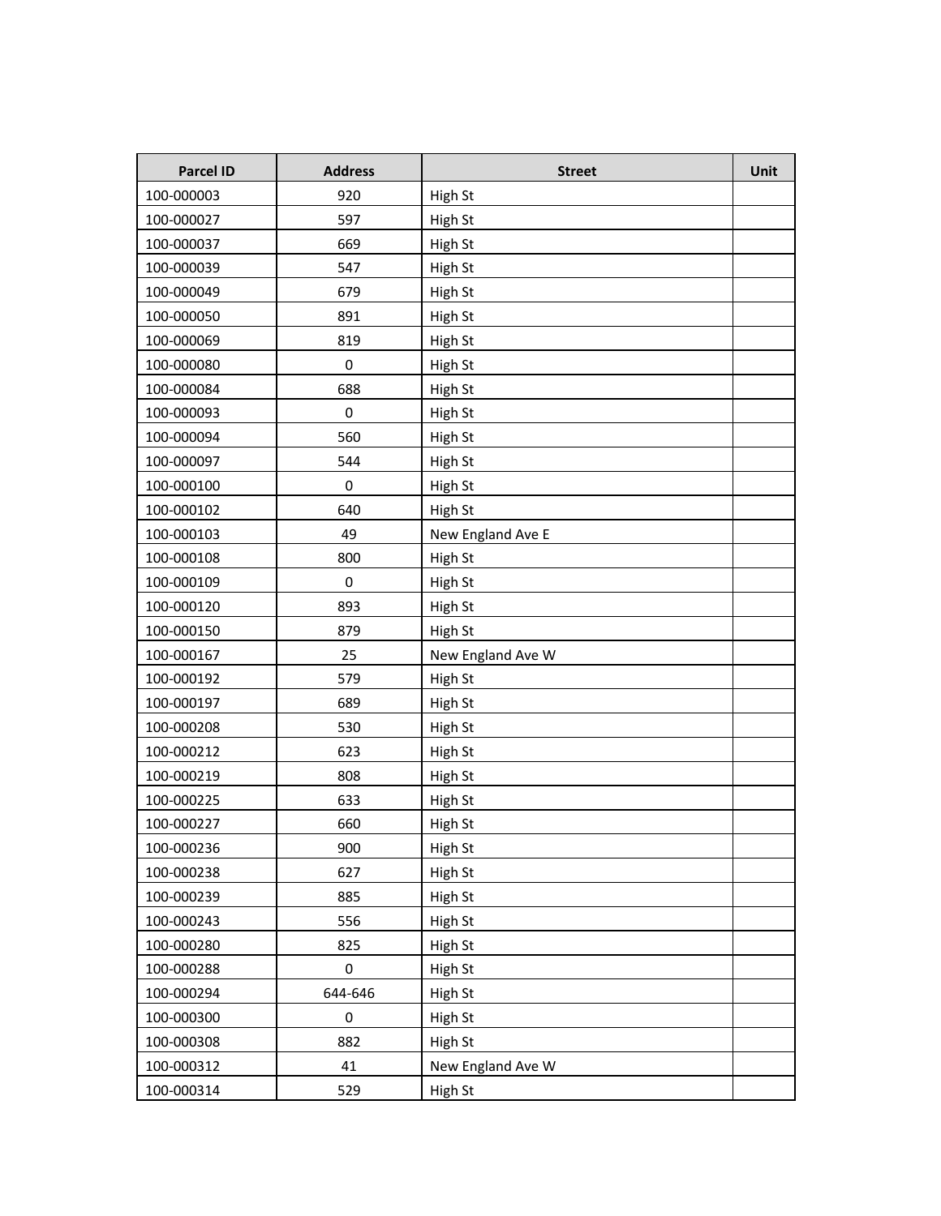| Parcel ID | Address | Street | Unit |
|---|---|---|---|
| 100-000003 | 920 | High St | |
| 100-000027 | 597 | High St | |
| 100-000037 | 669 | High St | |
| 100-000039 | 547 | High St | |
| 100-000049 | 679 | High St | |
| 100-000050 | 891 | High St | |
| 100-000069 | 819 | High St | |
| 100-000080 | 0 | High St | |
| 100-000084 | 688 | High St | |
| 100-000093 | 0 | High St | |
| 100-000094 | 560 | High St | |
| 100-000097 | 544 | High St | |
| 100-000100 | 0 | High St | |
| 100-000102 | 640 | High St | |
| 100-000103 | 49 | New England Ave E | |
| 100-000108 | 800 | High St | |
| 100-000109 | 0 | High St | |
| 100-000120 | 893 | High St | |
| 100-000150 | 879 | High St | |
| 100-000167 | 25 | New England Ave W | |
| 100-000192 | 579 | High St | |
| 100-000197 | 689 | High St | |
| 100-000208 | 530 | High St | |
| 100-000212 | 623 | High St | |
| 100-000219 | 808 | High St | |
| 100-000225 | 633 | High St | |
| 100-000227 | 660 | High St | |
| 100-000236 | 900 | High St | |
| 100-000238 | 627 | High St | |
| 100-000239 | 885 | High St | |
| 100-000243 | 556 | High St | |
| 100-000280 | 825 | High St | |
| 100-000288 | 0 | High St | |
| 100-000294 | 644-646 | High St | |
| 100-000300 | 0 | High St | |
| 100-000308 | 882 | High St | |
| 100-000312 | 41 | New England Ave W | |
| 100-000314 | 529 | High St | |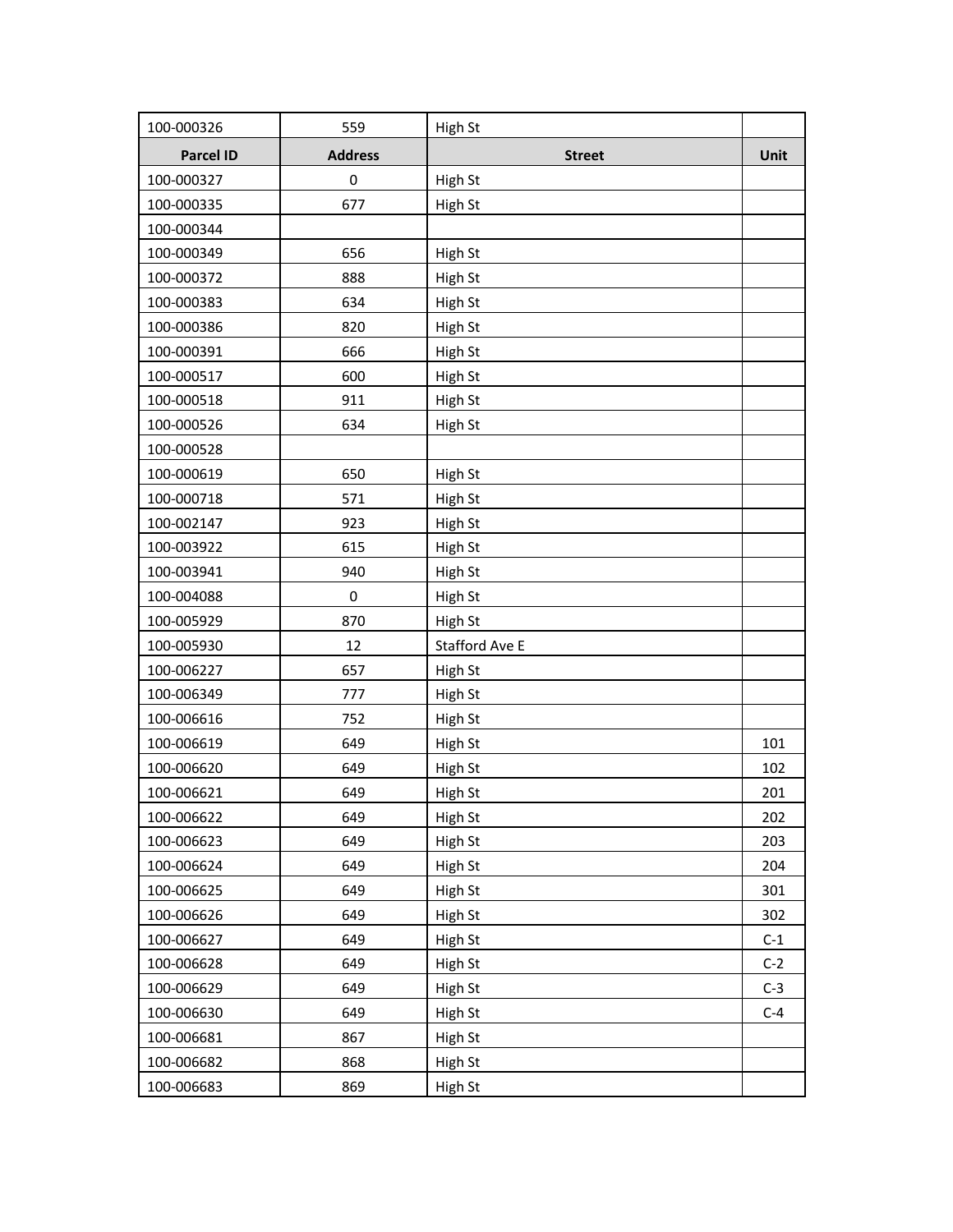| 100-000326 | 559 | High St | |
|---|---|---|---|
| **Parcel ID** | **Address** | **Street** | **Unit** |
| 100-000327 | 0 | High St | |
| 100-000335 | 677 | High St | |
| 100-000344 | | | |
| 100-000349 | 656 | High St | |
| 100-000372 | 888 | High St | |
| 100-000383 | 634 | High St | |
| 100-000386 | 820 | High St | |
| 100-000391 | 666 | High St | |
| 100-000517 | 600 | High St | |
| 100-000518 | 911 | High St | |
| 100-000526 | 634 | High St | |
| 100-000528 | | | |
| 100-000619 | 650 | High St | |
| 100-000718 | 571 | High St | |
| 100-002147 | 923 | High St | |
| 100-003922 | 615 | High St | |
| 100-003941 | 940 | High St | |
| 100-004088 | 0 | High St | |
| 100-005929 | 870 | High St | |
| 100-005930 | 12 | Stafford Ave E | |
| 100-006227 | 657 | High St | |
| 100-006349 | 777 | High St | |
| 100-006616 | 752 | High St | |
| 100-006619 | 649 | High St | 101 |
| 100-006620 | 649 | High St | 102 |
| 100-006621 | 649 | High St | 201 |
| 100-006622 | 649 | High St | 202 |
| 100-006623 | 649 | High St | 203 |
| 100-006624 | 649 | High St | 204 |
| 100-006625 | 649 | High St | 301 |
| 100-006626 | 649 | High St | 302 |
| 100-006627 | 649 | High St | C-1 |
| 100-006628 | 649 | High St | C-2 |
| 100-006629 | 649 | High St | C-3 |
| 100-006630 | 649 | High St | C-4 |
| 100-006681 | 867 | High St | |
| 100-006682 | 868 | High St | |
| 100-006683 | 869 | High St | |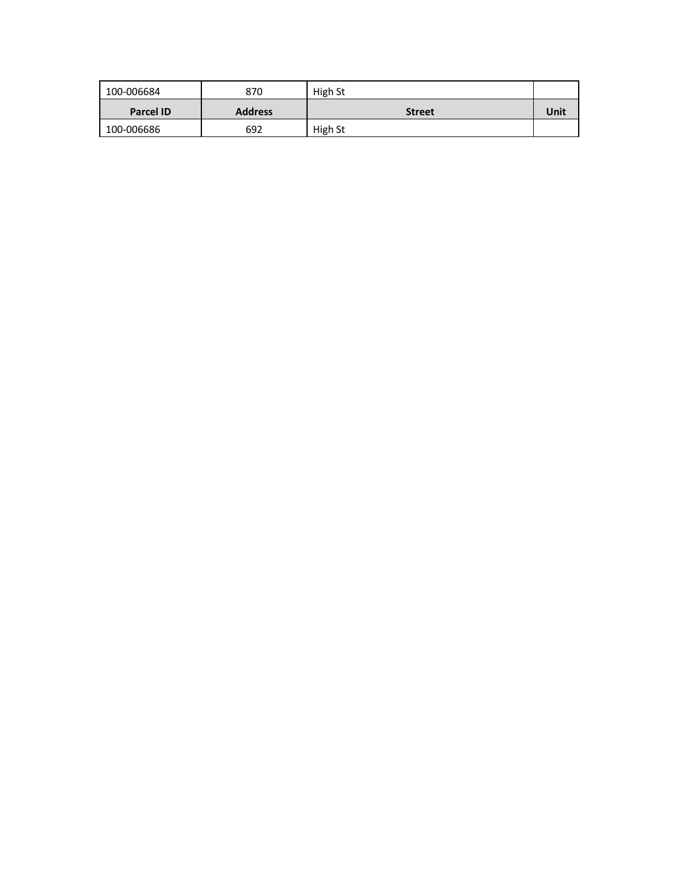| Parcel ID | Address | Street | Unit |
|---|---|---|---|
| 100-006684 | 870 | High St | |
| 100-006686 | 692 | High St | |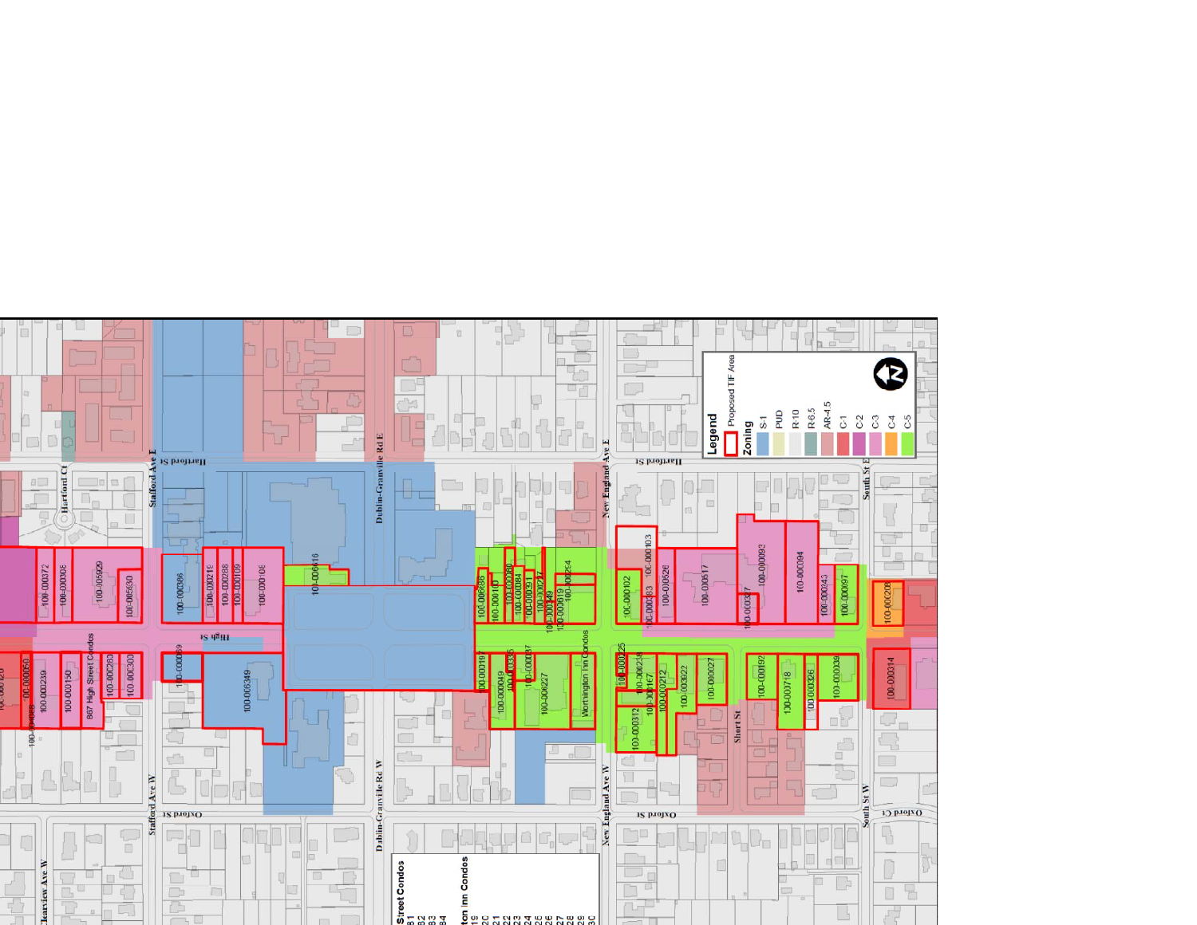**Legend**

Proposed TIF Area

**Zoning**

- S-1
- PUD
- R-10
- R-6.5
- AR-4.5
- C-1
- C-2
- C-3
- C-4
- C-5

Hartford St

High St

Oxford St

Stafford Ave E

Stafford Ave W

Dublin-Granville Rd E

Dublin-Granville Rd W

New England Ave E

New England Ave W

South St E

South St W

Short St

Hartford Ct

Oxford Ct

Clearview Ave W

100-000372

100-000308

100-005929

100-005630

100-000386

100-000219

100-000288

100-000109

100-000108

100-006416

100-006666

100-000110

100-000080

100-000084

100-000291

100-000237

100-000149

100-002619

100-000254

100-000102

100-000103

100-000383

100-000526

100-000517

100-000317

100-000093

100-000094

100-000243

100-000097

100-000208

100-000050

100-000239

100-000150

867 High Street Condos

100-000282

100-000300

100-000069

100-006349

100-000019

100-000049

100-000335

100-000037

100-006227

Worthington Inn Condos

100-000025

100-000236

100-000167

100-000312

100-000212

100-003022

100-000027

100-000192

100-003718

100-000326

100-000039

100-000314

Street Condos

81

82

83

84

ton Inn Condos

19

20

21

22

23

24

25

26

27

28

29

30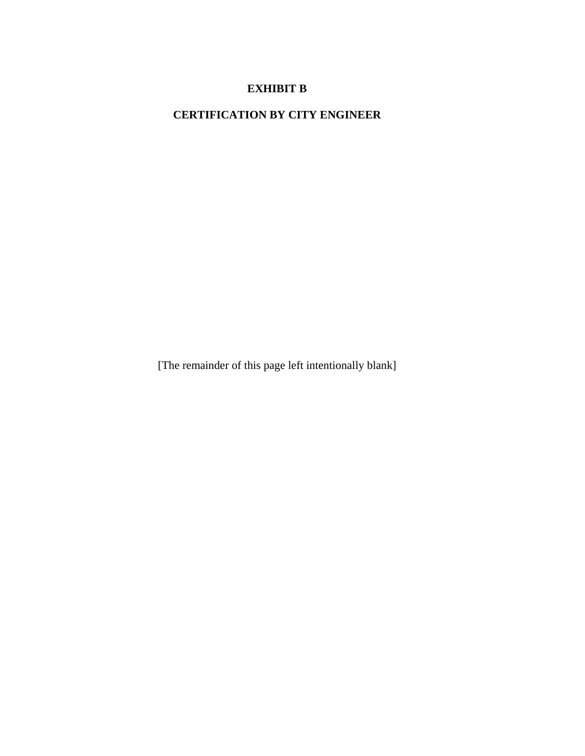# EXHIBIT B

## CERTIFICATION BY CITY ENGINEER

[The remainder of this page left intentionally blank]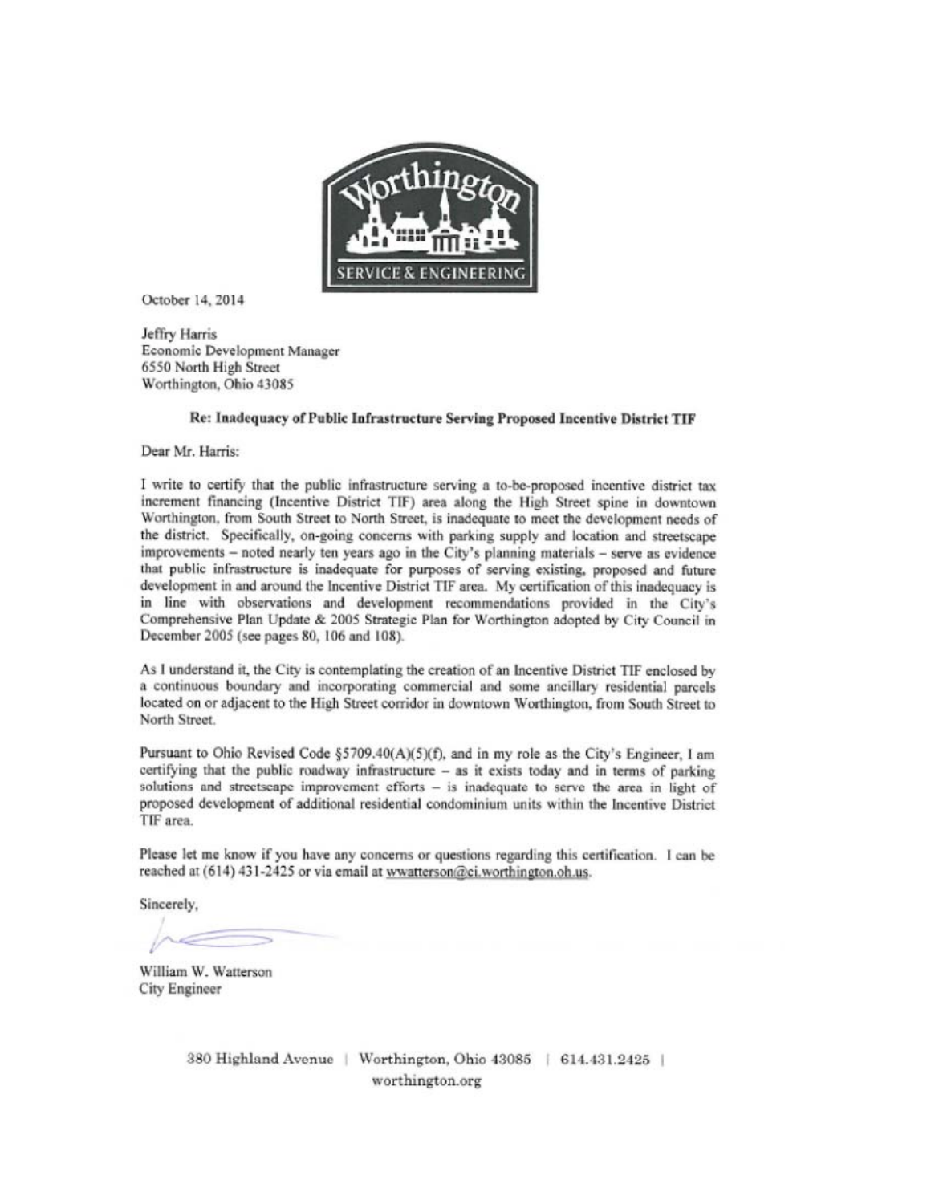Worthington

SERVICE & ENGINEERING

October 14, 2014

Jeffry Harris
Economic Development Manager
6550 North High Street
Worthington, Ohio 43085

**Re: Inadequacy of Public Infrastructure Serving Proposed Incentive District TIF**

Dear Mr. Harris:

I write to certify that the public infrastructure serving a to-be-proposed incentive district tax increment financing (Incentive District TIF) area along the High Street spine in downtown Worthington, from South Street to North Street, is inadequate to meet the development needs of the district. Specifically, on-going concerns with parking supply and location and streetscape improvements – noted nearly ten years ago in the City's planning materials – serve as evidence that public infrastructure is inadequate for purposes of serving existing, proposed and future development in and around the Incentive District TIF area. My certification of this inadequacy is in line with observations and development recommendations provided in the City's Comprehensive Plan Update & 2005 Strategic Plan for Worthington adopted by City Council in December 2005 (see pages 80, 106 and 108).

As I understand it, the City is contemplating the creation of an Incentive District TIF enclosed by a continuous boundary and incorporating commercial and some ancillary residential parcels located on or adjacent to the High Street corridor in downtown Worthington, from South Street to North Street.

Pursuant to Ohio Revised Code §5709.40(A)(5)(f), and in my role as the City's Engineer, I am certifying that the public roadway infrastructure – as it exists today and in terms of parking solutions and streetscape improvement efforts – is inadequate to serve the area in light of proposed development of additional residential condominium units within the Incentive District TIF area.

Please let me know if you have any concerns or questions regarding this certification. I can be reached at (614) 431-2425 or via email at wwatterson@ci.worthington.oh.us.

Sincerely,

William W. Watterson
City Engineer

380 Highland Avenue | Worthington, Ohio 43085 | 614.431.2425 |
worthington.org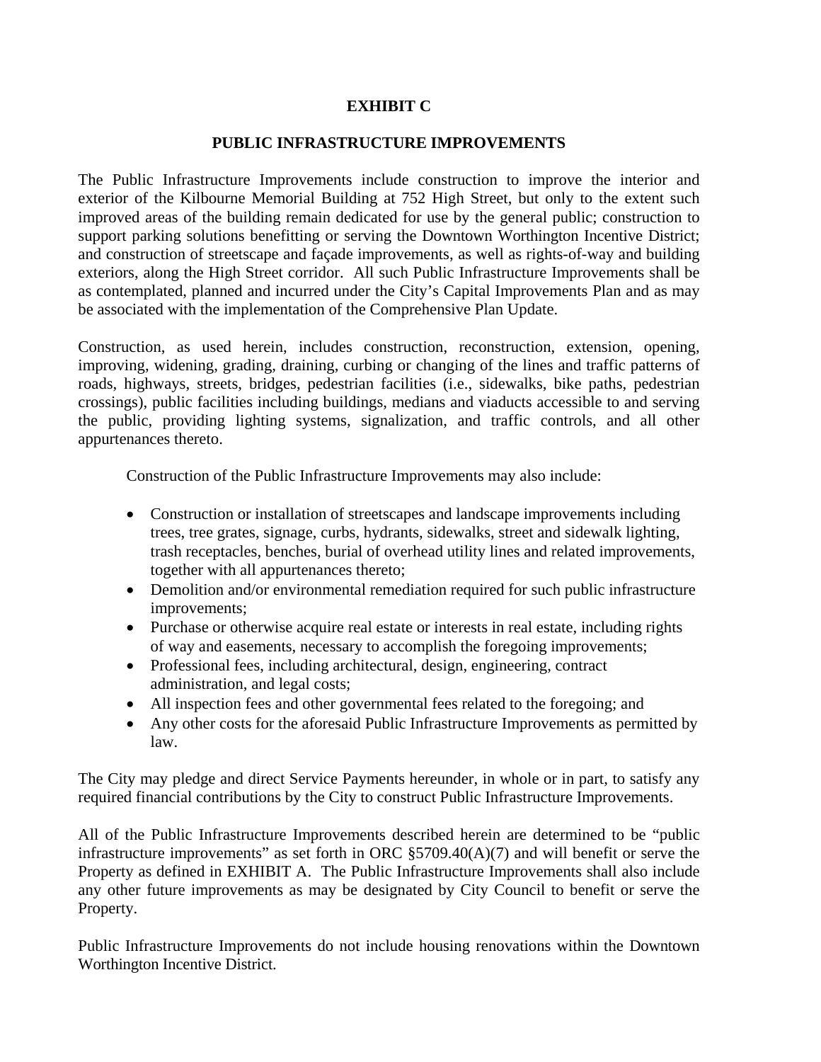# EXHIBIT C

## PUBLIC INFRASTRUCTURE IMPROVEMENTS

The Public Infrastructure Improvements include construction to improve the interior and exterior of the Kilbourne Memorial Building at 752 High Street, but only to the extent such improved areas of the building remain dedicated for use by the general public; construction to support parking solutions benefitting or serving the Downtown Worthington Incentive District; and construction of streetscape and façade improvements, as well as rights-of-way and building exteriors, along the High Street corridor. All such Public Infrastructure Improvements shall be as contemplated, planned and incurred under the City's Capital Improvements Plan and as may be associated with the implementation of the Comprehensive Plan Update.

Construction, as used herein, includes construction, reconstruction, extension, opening, improving, widening, grading, draining, curbing or changing of the lines and traffic patterns of roads, highways, streets, bridges, pedestrian facilities (i.e., sidewalks, bike paths, pedestrian crossings), public facilities including buildings, medians and viaducts accessible to and serving the public, providing lighting systems, signalization, and traffic controls, and all other appurtenances thereto.

Construction of the Public Infrastructure Improvements may also include:

- Construction or installation of streetscapes and landscape improvements including trees, tree grates, signage, curbs, hydrants, sidewalks, street and sidewalk lighting, trash receptacles, benches, burial of overhead utility lines and related improvements, together with all appurtenances thereto;
- Demolition and/or environmental remediation required for such public infrastructure improvements;
- Purchase or otherwise acquire real estate or interests in real estate, including rights of way and easements, necessary to accomplish the foregoing improvements;
- Professional fees, including architectural, design, engineering, contract administration, and legal costs;
- All inspection fees and other governmental fees related to the foregoing; and
- Any other costs for the aforesaid Public Infrastructure Improvements as permitted by law.

The City may pledge and direct Service Payments hereunder, in whole or in part, to satisfy any required financial contributions by the City to construct Public Infrastructure Improvements.

All of the Public Infrastructure Improvements described herein are determined to be "public infrastructure improvements" as set forth in ORC §5709.40(A)(7) and will benefit or serve the Property as defined in EXHIBIT A. The Public Infrastructure Improvements shall also include any other future improvements as may be designated by City Council to benefit or serve the Property.

Public Infrastructure Improvements do not include housing renovations within the Downtown Worthington Incentive District.